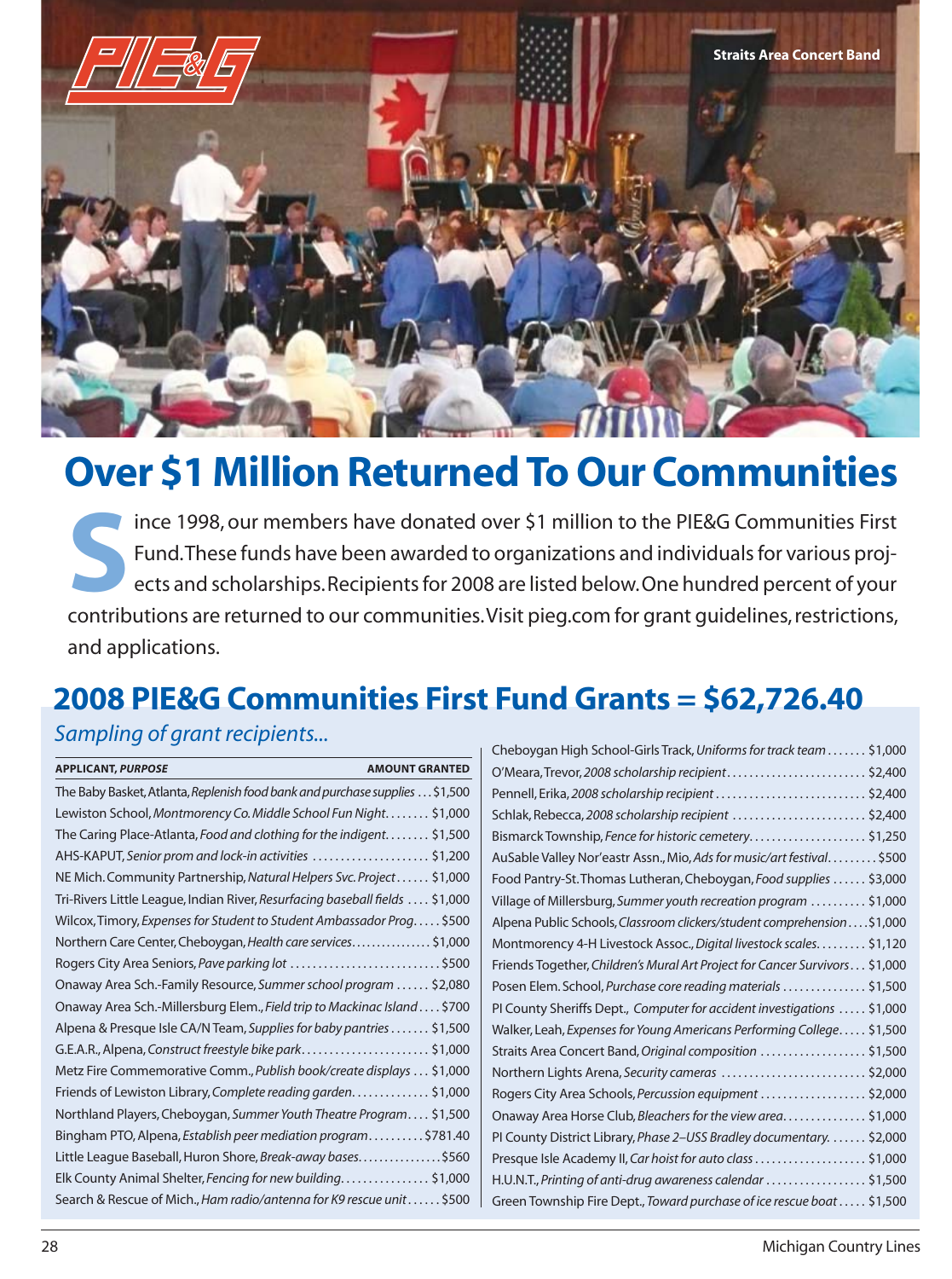PIE&G

Straits Area Concert Band

# Over $1 Million Returned To Our Communities

Since 1998, our members have donated over $1 million to the PIE&G Communities First Fund. These funds have been awarded to organizations and individuals for various projects and scholarships. Recipients for 2008 are listed below. One hundred percent of your contributions are returned to our communities. Visit pieg.com for grant guidelines, restrictions, and applications.

## 2008 PIE&G Communities First Fund Grants = $62,726.40

*Sampling of grant recipients...*

| APPLICANT, *PURPOSE* | AMOUNT GRANTED |
|---|---|
| The Baby Basket, Atlanta, *Replenish food bank and purchase supplies* | $1,500 |
| Lewiston School, *Montmorency Co. Middle School Fun Night* | $1,000 |
| The Caring Place-Atlanta, *Food and clothing for the indigent* | $1,500 |
| AHS-KAPUT, *Senior prom and lock-in activities* | $1,200 |
| NE Mich. Community Partnership, *Natural Helpers Svc. Project* | $1,000 |
| Tri-Rivers Little League, Indian River, *Resurfacing baseball fields* | $1,000 |
| Wilcox, Timory, *Expenses for Student to Student Ambassador Prog.* | $500 |
| Northern Care Center, Cheboygan, *Health care services* | $1,000 |
| Rogers City Area Seniors, *Pave parking lot* | $500 |
| Onaway Area Sch.-Family Resource, *Summer school program* | $2,080 |
| Onaway Area Sch.-Millersburg Elem., *Field trip to Mackinac Island* | $700 |
| Alpena & Presque Isle CA/N Team, *Supplies for baby pantries* | $1,500 |
| G.E.A.R., Alpena, *Construct freestyle bike park* | $1,000 |
| Metz Fire Commemorative Comm., *Publish book/create displays* | $1,000 |
| Friends of Lewiston Library, *Complete reading garden* | $1,000 |
| Northland Players, Cheboygan, *Summer Youth Theatre Program* | $1,500 |
| Bingham PTO, Alpena, *Establish peer mediation program* | $781.40 |
| Little League Baseball, Huron Shore, *Break-away bases* | $560 |
| Elk County Animal Shelter, *Fencing for new building* | $1,000 |
| Search & Rescue of Mich., *Ham radio/antenna for K9 rescue unit* | $500 |
| Cheboygan High School-Girls Track, *Uniforms for track team* | $1,000 |
| O'Meara, Trevor, *2008 scholarship recipient* | $2,400 |
| Pennell, Erika, *2008 scholarship recipient* | $2,400 |
| Schlak, Rebecca, *2008 scholarship recipient* | $2,400 |
| Bismarck Township, *Fence for historic cemetery* | $1,250 |
| AuSable Valley Nor'eastr Assn., Mio, *Ads for music/art festival* | $500 |
| Food Pantry-St. Thomas Lutheran, Cheboygan, *Food supplies* | $3,000 |
| Village of Millersburg, *Summer youth recreation program* | $1,000 |
| Alpena Public Schools, *Classroom clickers/student comprehension* | $1,000 |
| Montmorency 4-H Livestock Assoc., *Digital livestock scales* | $1,120 |
| Friends Together, *Children's Mural Art Project for Cancer Survivors* | $1,000 |
| Posen Elem. School, *Purchase core reading materials* | $1,500 |
| PI County Sheriffs Dept., *Computer for accident investigations* | $1,000 |
| Walker, Leah, *Expenses for Young Americans Performing College* | $1,500 |
| Straits Area Concert Band, *Original composition* | $1,500 |
| Northern Lights Arena, *Security cameras* | $2,000 |
| Rogers City Area Schools, *Percussion equipment* | $2,000 |
| Onaway Area Horse Club, *Bleachers for the view area* | $1,000 |
| PI County District Library, *Phase 2–USS Bradley documentary.* | $2,000 |
| Presque Isle Academy II, *Car hoist for auto class* | $1,000 |
| H.U.N.T., *Printing of anti-drug awareness calendar* | $1,500 |
| Green Township Fire Dept., *Toward purchase of ice rescue boat* | $1,500 |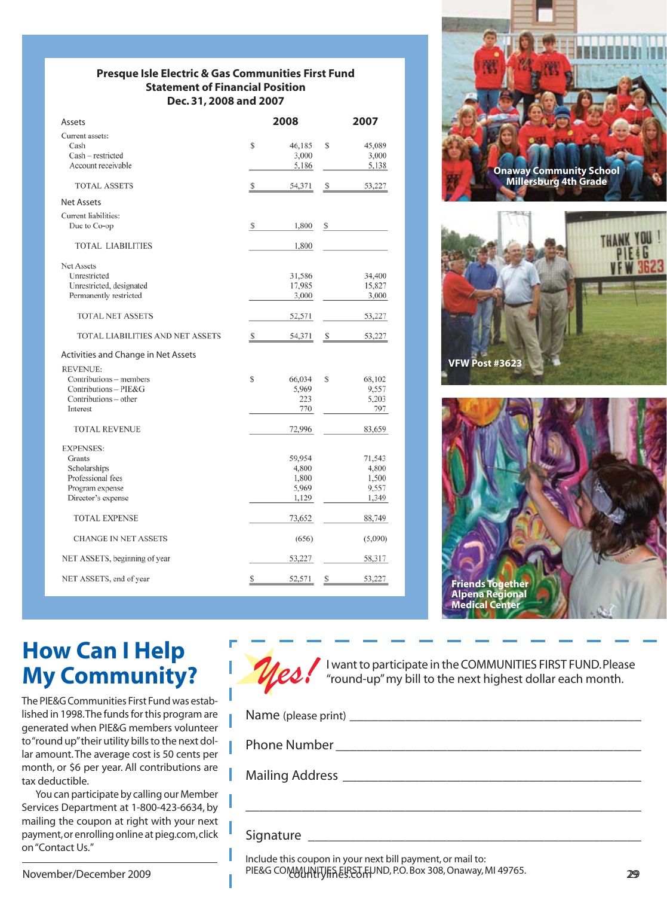## Presque Isle Electric & Gas Communities First Fund
### Statement of Financial Position
### Dec. 31, 2008 and 2007

| Assets | 2008 | 2007 |
|---|---|---|
| Current assets: | | |
| Cash | $ 46,185 | $ 45,089 |
| Cash – restricted | 3,000 | 3,000 |
| Account receivable | 5,186 | 5,138 |
| TOTAL ASSETS | $ 54,371 | $ 53,227 |
| **Net Assets** | | |
| Current liabilities: | | |
| Due to Co-op | $ 1,800 | $ |
| TOTAL LIABILITIES | 1,800 | |
| Net Assets | | |
| Unrestricted | 31,586 | 34,400 |
| Unrestricted, designated | 17,985 | 15,827 |
| Permanently restricted | 3,000 | 3,000 |
| TOTAL NET ASSETS | 52,571 | 53,227 |
| TOTAL LIABILITIES AND NET ASSETS | $ 54,371 | $ 53,227 |
| **Activities and Change in Net Assets** | | |
| REVENUE: | | |
| Contributions – members | $ 66,034 | $ 68,102 |
| Contributions – PIE&G | 5,969 | 9,557 |
| Contributions – other | 223 | 5,203 |
| Interest | 770 | 797 |
| TOTAL REVENUE | 72,996 | 83,659 |
| EXPENSES: | | |
| Grants | 59,954 | 71,543 |
| Scholarships | 4,800 | 4,800 |
| Professional fees | 1,800 | 1,500 |
| Program expense | 5,969 | 9,557 |
| Director's expense | 1,129 | 1,349 |
| TOTAL EXPENSE | 73,652 | 88,749 |
| CHANGE IN NET ASSETS | (656) | (5,090) |
| NET ASSETS, beginning of year | 53,227 | 58,317 |
| NET ASSETS, end of year | $ 52,571 | $ 53,227 |

Onaway Community School Millersburg 4th Grade

VFW Post #3623

Friends Together Alpena Regional Medical Center

# How Can I Help My Community?

The PIE&G Communities First Fund was established in 1998. The funds for this program are generated when PIE&G members volunteer to "round up" their utility bills to the next dollar amount. The average cost is 50 cents per month, or $6 per year. All contributions are tax deductible.

You can participate by calling our Member Services Department at 1-800-423-6634, by mailing the coupon at right with your next payment, or enrolling online at pieg.com, click on "Contact Us."

*Yes!* I want to participate in the COMMUNITIES FIRST FUND. Please "round-up" my bill to the next highest dollar each month.

Name (please print) ______________________________

Phone Number ______________________________

Mailing Address ______________________________

______________________________

Signature ______________________________

Include this coupon in your next bill payment, or mail to:
PIE&G COMMUNITIES FIRST FUND, P.O. Box 308, Onaway, MI 49765.